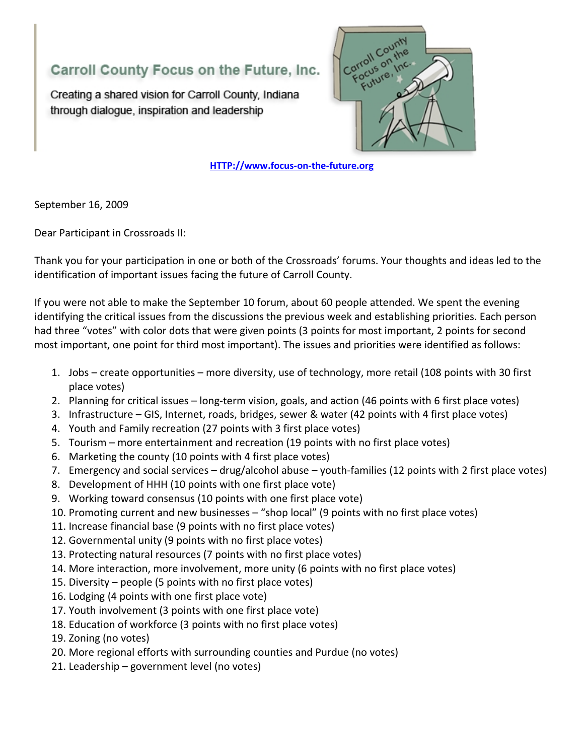# Carroll County Focus on the Future, Inc.

Creating a shared vision for Carroll County, Indiana through dialogue, inspiration and leadership

[HTTP://www.focus-on-the-future.org](HTTP://www.focus-on-the-future.org)

September 16, 2009

Dear Participant in Crossroads II:

Thank you for your participation in one or both of the Crossroads' forums. Your thoughts and ideas led to the identification of important issues facing the future of Carroll County.

If you were not able to make the September 10 forum, about 60 people attended. We spent the evening identifying the critical issues from the discussions the previous week and establishing priorities. Each person had three "votes" with color dots that were given points (3 points for most important, 2 points for second most important, one point for third most important). The issues and priorities were identified as follows:

1. Jobs – create opportunities – more diversity, use of technology, more retail (108 points with 30 first place votes)
2. Planning for critical issues – long-term vision, goals, and action (46 points with 6 first place votes)
3. Infrastructure – GIS, Internet, roads, bridges, sewer & water (42 points with 4 first place votes)
4. Youth and Family recreation (27 points with 3 first place votes)
5. Tourism – more entertainment and recreation (19 points with no first place votes)
6. Marketing the county (10 points with 4 first place votes)
7. Emergency and social services – drug/alcohol abuse – youth-families (12 points with 2 first place votes)
8. Development of HHH (10 points with one first place vote)
9. Working toward consensus (10 points with one first place vote)
10. Promoting current and new businesses – "shop local" (9 points with no first place votes)
11. Increase financial base (9 points with no first place votes)
12. Governmental unity (9 points with no first place votes)
13. Protecting natural resources (7 points with no first place votes)
14. More interaction, more involvement, more unity (6 points with no first place votes)
15. Diversity – people (5 points with no first place votes)
16. Lodging (4 points with one first place vote)
17. Youth involvement (3 points with one first place vote)
18. Education of workforce (3 points with no first place votes)
19. Zoning (no votes)
20. More regional efforts with surrounding counties and Purdue (no votes)
21. Leadership – government level (no votes)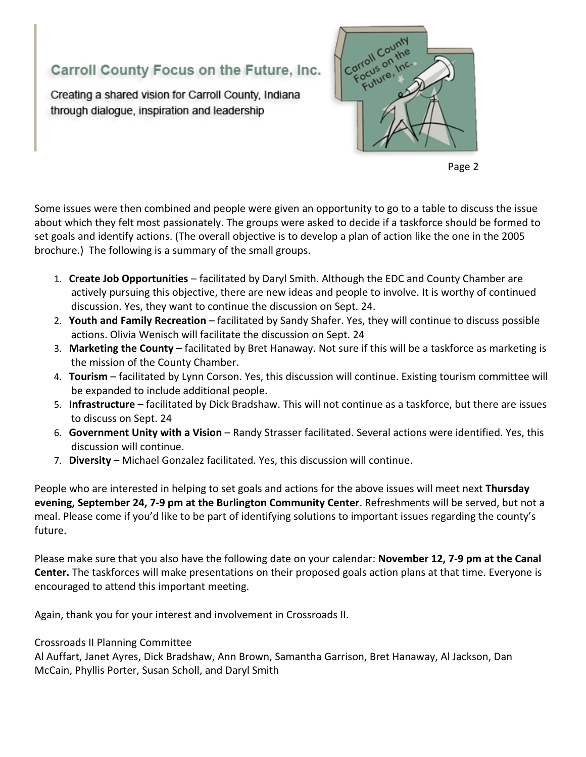Some issues were then combined and people were given an opportunity to go to a table to discuss the issue about which they felt most passionately. The groups were asked to decide if a taskforce should be formed to set goals and identify actions. (The overall objective is to develop a plan of action like the one in the 2005 brochure.) The following is a summary of the small groups.

1. **Create Job Opportunities** – facilitated by Daryl Smith. Although the EDC and County Chamber are actively pursuing this objective, there are new ideas and people to involve. It is worthy of continued discussion. Yes, they want to continue the discussion on Sept. 24.
2. **Youth and Family Recreation** – facilitated by Sandy Shafer. Yes, they will continue to discuss possible actions. Olivia Wenisch will facilitate the discussion on Sept. 24
3. **Marketing the County** – facilitated by Bret Hanaway. Not sure if this will be a taskforce as marketing is the mission of the County Chamber.
4. **Tourism** – facilitated by Lynn Corson. Yes, this discussion will continue. Existing tourism committee will be expanded to include additional people.
5. **Infrastructure** – facilitated by Dick Bradshaw. This will not continue as a taskforce, but there are issues to discuss on Sept. 24
6. **Government Unity with a Vision** – Randy Strasser facilitated. Several actions were identified. Yes, this discussion will continue.
7. **Diversity** – Michael Gonzalez facilitated. Yes, this discussion will continue.

People who are interested in helping to set goals and actions for the above issues will meet next **Thursday evening, September 24, 7-9 pm at the Burlington Community Center**. Refreshments will be served, but not a meal. Please come if you'd like to be part of identifying solutions to important issues regarding the county's future.

Please make sure that you also have the following date on your calendar: **November 12, 7-9 pm at the Canal Center.** The taskforces will make presentations on their proposed goals action plans at that time. Everyone is encouraged to attend this important meeting.

Again, thank you for your interest and involvement in Crossroads II.

Crossroads II Planning Committee
Al Auffart, Janet Ayres, Dick Bradshaw, Ann Brown, Samantha Garrison, Bret Hanaway, Al Jackson, Dan McCain, Phyllis Porter, Susan Scholl, and Daryl Smith